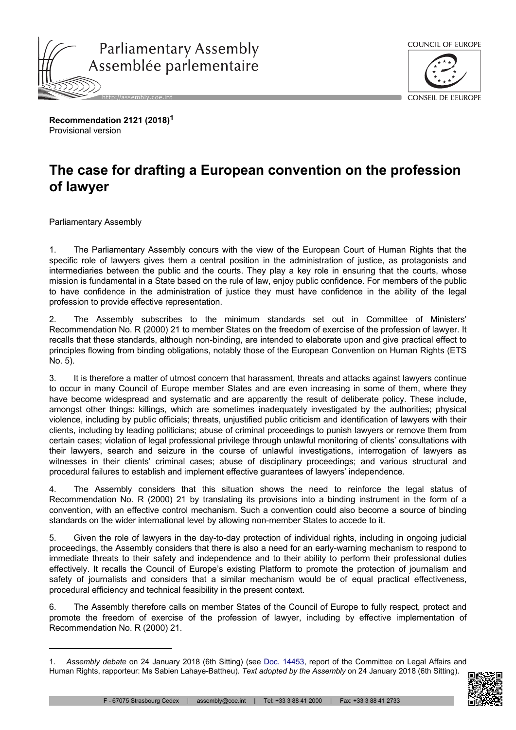**Recommendation 2121 (2018)**[1]
Provisional version

# The case for drafting a European convention on the profession of lawyer

Parliamentary Assembly

1. The Parliamentary Assembly concurs with the view of the European Court of Human Rights that the specific role of lawyers gives them a central position in the administration of justice, as protagonists and intermediaries between the public and the courts. They play a key role in ensuring that the courts, whose mission is fundamental in a State based on the rule of law, enjoy public confidence. For members of the public to have confidence in the administration of justice they must have confidence in the ability of the legal profession to provide effective representation.

2. The Assembly subscribes to the minimum standards set out in Committee of Ministers' Recommendation No. R (2000) 21 to member States on the freedom of exercise of the profession of lawyer. It recalls that these standards, although non-binding, are intended to elaborate upon and give practical effect to principles flowing from binding obligations, notably those of the European Convention on Human Rights (ETS No. 5).

3. It is therefore a matter of utmost concern that harassment, threats and attacks against lawyers continue to occur in many Council of Europe member States and are even increasing in some of them, where they have become widespread and systematic and are apparently the result of deliberate policy. These include, amongst other things: killings, which are sometimes inadequately investigated by the authorities; physical violence, including by public officials; threats, unjustified public criticism and identification of lawyers with their clients, including by leading politicians; abuse of criminal proceedings to punish lawyers or remove them from certain cases; violation of legal professional privilege through unlawful monitoring of clients' consultations with their lawyers, search and seizure in the course of unlawful investigations, interrogation of lawyers as witnesses in their clients' criminal cases; abuse of disciplinary proceedings; and various structural and procedural failures to establish and implement effective guarantees of lawyers' independence.

4. The Assembly considers that this situation shows the need to reinforce the legal status of Recommendation No. R (2000) 21 by translating its provisions into a binding instrument in the form of a convention, with an effective control mechanism. Such a convention could also become a source of binding standards on the wider international level by allowing non-member States to accede to it.

5. Given the role of lawyers in the day-to-day protection of individual rights, including in ongoing judicial proceedings, the Assembly considers that there is also a need for an early-warning mechanism to respond to immediate threats to their safety and independence and to their ability to perform their professional duties effectively. It recalls the Council of Europe's existing Platform to promote the protection of journalism and safety of journalists and considers that a similar mechanism would be of equal practical effectiveness, procedural efficiency and technical feasibility in the present context.

6. The Assembly therefore calls on member States of the Council of Europe to fully respect, protect and promote the freedom of exercise of the profession of lawyer, including by effective implementation of Recommendation No. R (2000) 21.

---

1. *Assembly debate* on 24 January 2018 (6th Sitting) (see Doc. 14453, report of the Committee on Legal Affairs and Human Rights, rapporteur: Ms Sabien Lahaye-Battheu). *Text adopted by the Assembly* on 24 January 2018 (6th Sitting).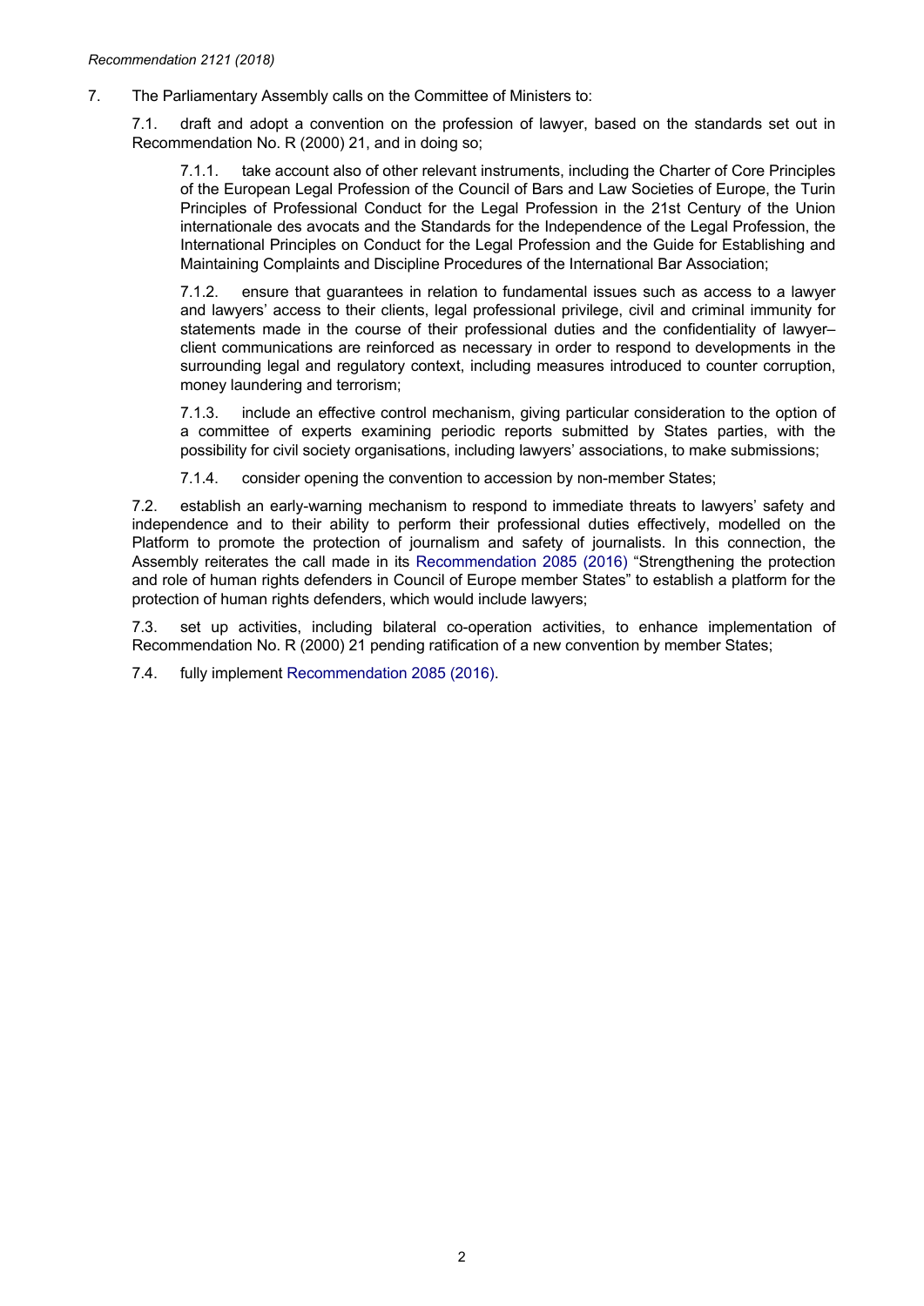7. The Parliamentary Assembly calls on the Committee of Ministers to:

7.1. draft and adopt a convention on the profession of lawyer, based on the standards set out in Recommendation No. R (2000) 21, and in doing so;

7.1.1. take account also of other relevant instruments, including the Charter of Core Principles of the European Legal Profession of the Council of Bars and Law Societies of Europe, the Turin Principles of Professional Conduct for the Legal Profession in the 21st Century of the Union internationale des avocats and the Standards for the Independence of the Legal Profession, the International Principles on Conduct for the Legal Profession and the Guide for Establishing and Maintaining Complaints and Discipline Procedures of the International Bar Association;

7.1.2. ensure that guarantees in relation to fundamental issues such as access to a lawyer and lawyers' access to their clients, legal professional privilege, civil and criminal immunity for statements made in the course of their professional duties and the confidentiality of lawyer–client communications are reinforced as necessary in order to respond to developments in the surrounding legal and regulatory context, including measures introduced to counter corruption, money laundering and terrorism;

7.1.3. include an effective control mechanism, giving particular consideration to the option of a committee of experts examining periodic reports submitted by States parties, with the possibility for civil society organisations, including lawyers' associations, to make submissions;

7.1.4. consider opening the convention to accession by non-member States;

7.2. establish an early-warning mechanism to respond to immediate threats to lawyers' safety and independence and to their ability to perform their professional duties effectively, modelled on the Platform to promote the protection of journalism and safety of journalists. In this connection, the Assembly reiterates the call made in its Recommendation 2085 (2016) "Strengthening the protection and role of human rights defenders in Council of Europe member States" to establish a platform for the protection of human rights defenders, which would include lawyers;

7.3. set up activities, including bilateral co-operation activities, to enhance implementation of Recommendation No. R (2000) 21 pending ratification of a new convention by member States;

7.4. fully implement Recommendation 2085 (2016).